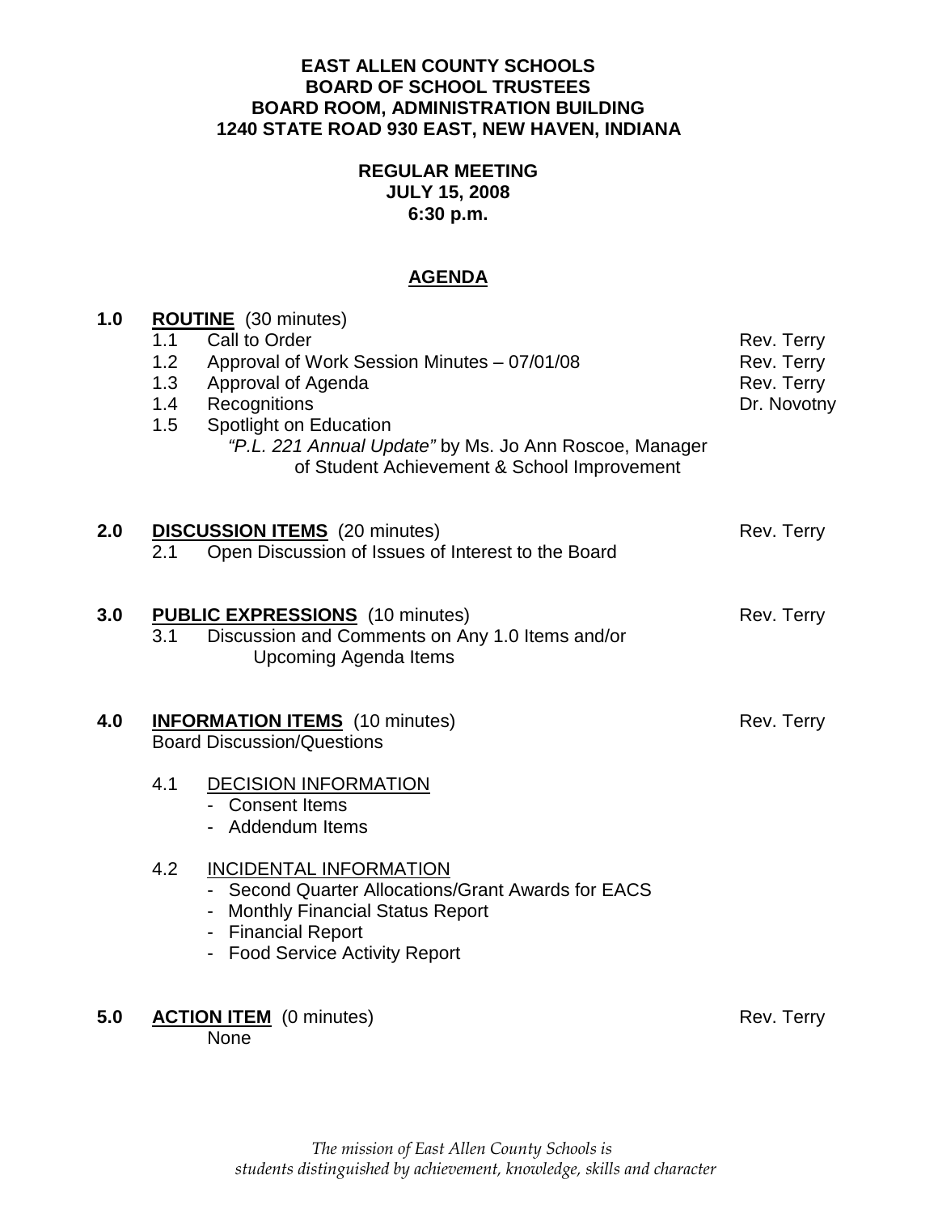**EAST ALLEN COUNTY SCHOOLS**
**BOARD OF SCHOOL TRUSTEES**
**BOARD ROOM, ADMINISTRATION BUILDING**
**1240 STATE ROAD 930 EAST, NEW HAVEN, INDIANA**

**REGULAR MEETING**
**JULY 15, 2008**
**6:30 p.m.**

## AGENDA

**1.0 ROUTINE** (30 minutes)

- 1.1 Call to Order — Rev. Terry
- 1.2 Approval of Work Session Minutes – 07/01/08 — Rev. Terry
- 1.3 Approval of Agenda — Rev. Terry
- 1.4 Recognitions — Dr. Novotny
- 1.5 Spotlight on Education
  *"P.L. 221 Annual Update"* by Ms. Jo Ann Roscoe, Manager of Student Achievement & School Improvement

**2.0 DISCUSSION ITEMS** (20 minutes) — Rev. Terry

- 2.1 Open Discussion of Issues of Interest to the Board

**3.0 PUBLIC EXPRESSIONS** (10 minutes) — Rev. Terry

- 3.1 Discussion and Comments on Any 1.0 Items and/or Upcoming Agenda Items

**4.0 INFORMATION ITEMS** (10 minutes) — Rev. Terry
Board Discussion/Questions

- 4.1 DECISION INFORMATION
  - Consent Items
  - Addendum Items
- 4.2 INCIDENTAL INFORMATION
  - Second Quarter Allocations/Grant Awards for EACS
  - Monthly Financial Status Report
  - Financial Report
  - Food Service Activity Report

**5.0 ACTION ITEM** (0 minutes) — Rev. Terry
None

*The mission of East Allen County Schools is students distinguished by achievement, knowledge, skills and character*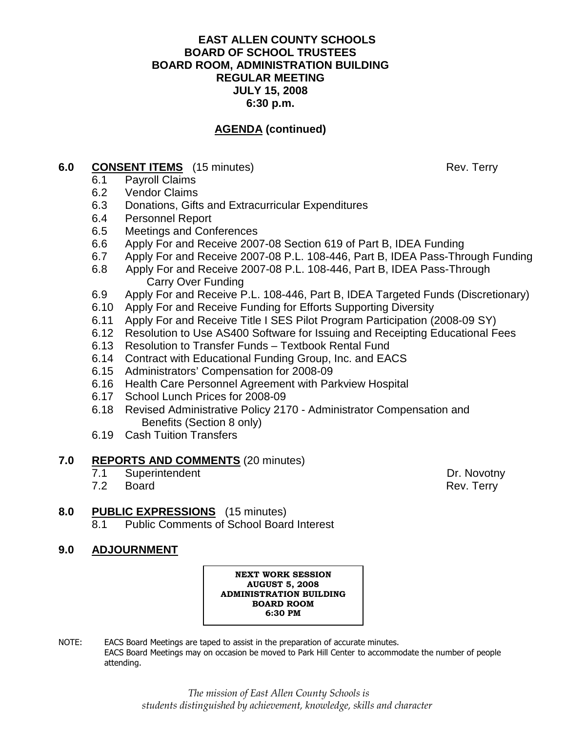**EAST ALLEN COUNTY SCHOOLS**
**BOARD OF SCHOOL TRUSTEES**
**BOARD ROOM, ADMINISTRATION BUILDING**
**REGULAR MEETING**
**JULY 15, 2008**
**6:30 p.m.**

**AGENDA (continued)**

## 6.0 CONSENT ITEMS (15 minutes) — Rev. Terry

- 6.1 Payroll Claims
- 6.2 Vendor Claims
- 6.3 Donations, Gifts and Extracurricular Expenditures
- 6.4 Personnel Report
- 6.5 Meetings and Conferences
- 6.6 Apply For and Receive 2007-08 Section 619 of Part B, IDEA Funding
- 6.7 Apply For and Receive 2007-08 P.L. 108-446, Part B, IDEA Pass-Through Funding
- 6.8 Apply For and Receive 2007-08 P.L. 108-446, Part B, IDEA Pass-Through Carry Over Funding
- 6.9 Apply For and Receive P.L. 108-446, Part B, IDEA Targeted Funds (Discretionary)
- 6.10 Apply For and Receive Funding for Efforts Supporting Diversity
- 6.11 Apply For and Receive Title I SES Pilot Program Participation (2008-09 SY)
- 6.12 Resolution to Use AS400 Software for Issuing and Receipting Educational Fees
- 6.13 Resolution to Transfer Funds – Textbook Rental Fund
- 6.14 Contract with Educational Funding Group, Inc. and EACS
- 6.15 Administrators' Compensation for 2008-09
- 6.16 Health Care Personnel Agreement with Parkview Hospital
- 6.17 School Lunch Prices for 2008-09
- 6.18 Revised Administrative Policy 2170 - Administrator Compensation and Benefits (Section 8 only)
- 6.19 Cash Tuition Transfers

## 7.0 REPORTS AND COMMENTS (20 minutes)

- 7.1 Superintendent — Dr. Novotny
- 7.2 Board — Rev. Terry

## 8.0 PUBLIC EXPRESSIONS (15 minutes)

- 8.1 Public Comments of School Board Interest

## 9.0 ADJOURNMENT

**NEXT WORK SESSION**
**AUGUST 5, 2008**
**ADMINISTRATION BUILDING**
**BOARD ROOM**
**6:30 PM**

NOTE: EACS Board Meetings are taped to assist in the preparation of accurate minutes.
EACS Board Meetings may on occasion be moved to Park Hill Center to accommodate the number of people attending.

*The mission of East Allen County Schools is students distinguished by achievement, knowledge, skills and character*